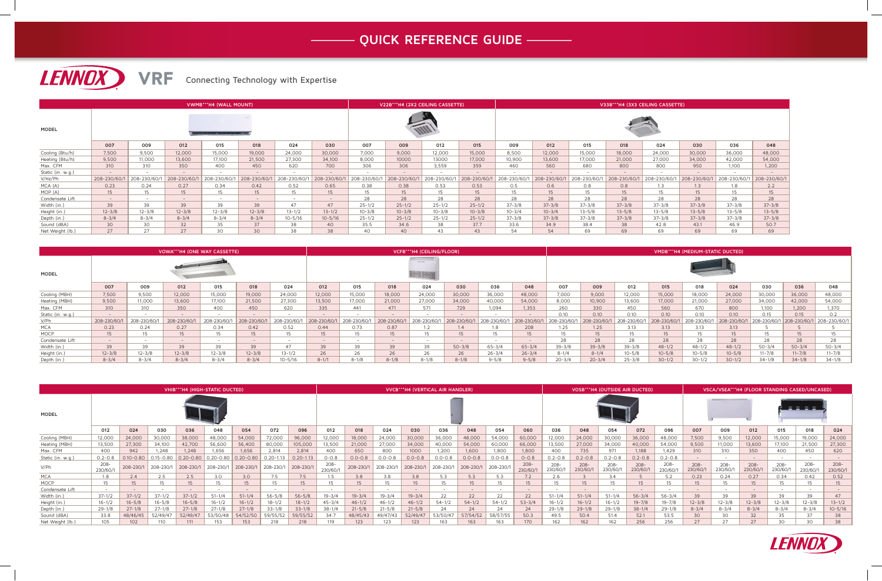# QUICK REFERENCE GUIDE

LENNOX VRF Connecting Technology with Expertise

| MODEL | VWMB***H4 (WALL MOUNT) | | | | | | | V22B***H4 (2X2 CEILING CASSETTE) | | | | V33B***H4 (3X3 CEILING CASSETTE) | | | | | | | |
|---|---|---|---|---|---|---|---|---|---|---|---|---|---|---|---|---|---|---|---|
| | 007 | 009 | 012 | 015 | 018 | 024 | 030 | 007 | 009 | 012 | 015 | 009 | 012 | 015 | 018 | 024 | 030 | 036 | 048 |
| Cooling (Btu/h) | 7,500 | 9,500 | 12,000 | 15,000 | 19,000 | 24,000 | 30,000 | 7,000 | 9,000 | 12,000 | 15,000 | 8,500 | 12,000 | 15,000 | 18,000 | 24,000 | 30,000 | 36,000 | 48,000 |
| Heating (Btu/h) | 9,500 | 11,000 | 13,600 | 17,100 | 21,500 | 27,300 | 34,100 | 8,000 | 10000 | 13000 | 17,000 | 10,900 | 13,600 | 17,000 | 21,000 | 27,000 | 34,000 | 42,000 | 54,000 |
| Max. CFM | 310 | 310 | 350 | 400 | 450 | 620 | 700 | 306 | 306 | 3,559 | 359 | 460 | 560 | 680 | 800 | 800 | 950 | 1,100 | 1,200 |
| Static (in. w.g.) | - | - | - | - | - | - | - | - | - | - | - | - | - | - | - | - | - | - | - |
| V/Hz/Ph | 208-230/60/1 | 208-230/60/1 | 208-230/60/1 | 208-230/60/1 | 208-230/60/1 | 208-230/60/1 | 208-230/60/1 | 208-230/60/1 | 208-230/60/1 | 208-230/60/1 | 208-230/60/1 | 208-230/60/1 | 208-230/60/1 | 208-230/60/1 | 208-230/60/1 | 208-230/60/1 | 208-230/60/1 | 208-230/60/1 | 208-230/60/1 |
| MCA (A) | 0.23 | 0.24 | 0.27 | 0.34 | 0.42 | 0.52 | 0.65 | 0.38 | 0.38 | 0.53 | 0.53 | 0.5 | 0.6 | 0.8 | 0.8 | 1.3 | 1.3 | 1.8 | 2.2 |
| MOP (A) | 15 | 15 | 15 | 15 | 15 | 15 | 15 | 15 | 15 | 15 | 15 | 15 | 15 | 15 | 15 | 15 | 15 | 15 | 15 |
| Condensate Lift | - | - | - | - | - | - | - | 28 | 28 | 28 | 28 | 28 | 28 | 28 | 28 | 28 | 28 | 28 | 28 |
| Width (in.) | 39 | 39 | 39 | 39 | 39 | 47 | 47 | 25-1/2 | 25-1/2 | 25-1/2 | 25-1/2 | 37-3/8 | 37-3/8 | 37-3/8 | 37-3/8 | 37-3/8 | 37-3/8 | 37-3/8 | 37-3/8 |
| Height (in.) | 12-3/8 | 12-3/8 | 12-3/8 | 12-3/8 | 12-3/8 | 13-1/2 | 13-1/2 | 10-3/8 | 10-3/8 | 10-3/8 | 10-3/8 | 10-3/4 | 10-3/4 | 13-5/8 | 13-5/8 | 13-5/8 | 13-5/8 | 13-5/8 | 13-5/8 |
| Depth (in.) | 8-3/4 | 8-3/4 | 8-3/4 | 8-3/4 | 8-3/4 | 10-5/16 | 10-5/16 | 25-1/2 | 25-1/2 | 25-1/2 | 25-1/2 | 37-3/8 | 37-3/8 | 37-3/8 | 37-3/8 | 37-3/8 | 37-3/8 | 37-3/8 | 37-3/8 |
| Sound (dBA) | 30 | 30 | 32 | 35 | 37 | 38 | 40 | 35.5 | 34.6 | 38 | 37.7 | 33.6 | 34.9 | 38.4 | 38 | 42.8 | 43.1 | 46.9 | 50.7 |
| Net Weight (lb.) | 27 | 27 | 27 | 30 | 30 | 38 | 38 | 40 | 40 | 43 | 43 | 54 | 54 | 69 | 69 | 69 | 69 | 69 | 69 |

| MODEL | VOWA***H4 (ONE WAY CASSETTE) | | | | | | VCFB***H4 (CEILING/FLOOR) | | | | | | | VMDB***H4 (MEDIUM-STATIC DUCTED) | | | | | | | | |
|---|---|---|---|---|---|---|---|---|---|---|---|---|---|---|---|---|---|---|---|---|---|---|
| | 007 | 009 | 012 | 015 | 018 | 024 | 012 | 015 | 018 | 024 | 030 | 036 | 048 | 007 | 009 | 012 | 015 | 018 | 024 | 030 | 036 | 048 |
| Cooling (MBH) | 7,500 | 9,500 | 12,000 | 15,000 | 19,000 | 24,000 | 12,000 | 15,000 | 18,000 | 24,000 | 30,000 | 36,000 | 48,000 | 7,000 | 9,000 | 12,000 | 15,000 | 18,000 | 24,000 | 30,000 | 36,000 | 48,000 |
| Heating (MBH) | 9,500 | 11,000 | 13,600 | 17,100 | 21,500 | 27,300 | 13,500 | 17,000 | 21,000 | 27,000 | 34,000 | 40,000 | 54,000 | 8,000 | 10,900 | 13,600 | 17,000 | 21,000 | 27,000 | 34,000 | 42,000 | 54,000 |
| Max. CFM | 310 | 310 | 350 | 400 | 450 | 620 | 335 | 441 | 471 | 571 | 729 | 1,094 | 1,353 | 260 | 330 | 450 | 560 | 670 | 800 | 1,100 | 1,200 | 1,370 |
| Static (in. w.g.) | - | - | - | - | - | - | - | - | - | - | - | - | - | 0.10 | 0.10 | 0.10 | 0.10 | 0.10 | 0.10 | 0.15 | 0.15 | 0.2 |
| V/Ph | 208-230/60/1 | 208-230/60/1 | 208-230/60/1 | 208-230/60/1 | 208-230/60/1 | 208-230/60/1 | 208-230/60/1 | 208-230/60/1 | 208-230/60/1 | 208-230/60/1 | 208-230/60/1 | 208-230/60/1 | 208-230/60/1 | 208-230/60/1 | 208-230/60/1 | 208-230/60/1 | 208-230/60/1 | 208-230/60/1 | 208-230/60/1 | 208-230/60/1 | 208-230/60/1 | 208-230/60/1 |
| MCA | 0.23 | 0.24 | 0.27 | 0.34 | 0.42 | 0.52 | 0.44 | 0.73 | 0.87 | 1.2 | 1.4 | 1.8 | 208 | 1.25 | 1.25 | 3.13 | 3.13 | 3.13 | 3.13 | 5 | 5 | 5 |
| MOCP | 15 | 15 | 15 | 15 | 15 | 15 | 15 | 15 | 15 | 15 | 15 | 15 | 15 | 15 | 15 | 15 | 15 | 15 | 15 | 15 | 15 | 15 |
| Condensate Lift | - | - | - | - | - | - | - | - | - | - | - | - | - | 28 | 28 | 28 | 28 | 28 | 28 | 28 | 28 | 28 |
| Width (in.) | 39 | 39 | 39 | 39 | 39 | 47 | 39 | 39 | 39 | 39 | 50-3/8 | 65-3/4 | 65-3/4 | 39-3/8 | 39-3/8 | 39-3/8 | 48-1/2 | 48-1/2 | 48-1/2 | 50-3/4 | 50-3/4 | 50-3/4 |
| Height (in.) | 12-3/8 | 12-3/8 | 12-3/8 | 12-3/8 | 12-3/8 | 13-1/2 | 26 | 26 | 26 | 26 | 26 | 26-3/4 | 26-3/4 | 8-1/4 | 8-1/4 | 10-5/8 | 10-5/8 | 10-5/8 | 10-5/8 | 11-7/8 | 11-7/8 | 11-7/8 |
| Depth (in.) | 8-3/4 | 8-3/4 | 8-3/4 | 8-3/4 | 8-3/4 | 10-5/16 | 8-1/1 | 8-1/8 | 8-1/8 | 8-1/8 | 8-1/8 | 9-5/8 | 9-5/8 | 20-3/4 | 20-3/4 | 25-3/8 | 30-1/2 | 30-1/2 | 30-1/2 | 34-1/8 | 34-1/8 | 34-1/8 |

| MODEL | VHIB***H4 (HIGH-STATIC DUCTED) | | | | | | | | VVCB***H4 (VERTICAL AIR HANDLER) | | | | | | | | VOSB***H4 (OUTSIDE AIR DUCTED) | | | | | VSCA/VSEA***H4 (FLOOR STANDING CASED/UNCASED) | | | | | |
|---|---|---|---|---|---|---|---|---|---|---|---|---|---|---|---|---|---|---|---|---|---|---|---|---|---|---|---|
| | 012 | 024 | 030 | 036 | 048 | 054 | 072 | 096 | 012 | 018 | 024 | 030 | 036 | 048 | 054 | 060 | 036 | 048 | 054 | 072 | 096 | 007 | 009 | 012 | 015 | 018 | 024 |
| Cooling (MBH) | 12,000 | 24,000 | 30,000 | 38,000 | 48,000 | 54,000 | 72,000 | 96,000 | 12,000 | 18,000 | 24,000 | 30,000 | 36,000 | 48,000 | 54,000 | 60,000 | 12,000 | 24,000 | 30,000 | 36,000 | 48,000 | 7,500 | 9,500 | 12,000 | 15,000 | 19,000 | 24,000 |
| Heating (MBH) | 13,500 | 27,300 | 34,100 | 42,700 | 56,600 | 56,400 | 80,000 | 105,000 | 13,500 | 21,000 | 27,000 | 34,000 | 40,000 | 54,000 | 60,000 | 66,000 | 13,500 | 27,000 | 34,000 | 40,000 | 54,000 | 9,500 | 11,000 | 13,600 | 17,100 | 21,500 | 27,300 |
| Max. CFM | 400 | 942 | 1,248 | 1,248 | 1,656 | 1,656 | 2,814 | 2,814 | 400 | 650 | 800 | 1000 | 1,200 | 1,600 | 1,800 | 1,800 | 400 | 735 | 971 | 1,188 | 1,429 | 310 | 310 | 350 | 400 | 450 | 620 |
| Static (in. w.g.) | 0.2-0.8 | 0.10-0.80 | 0.15-0.80 | 0.20-0.80 | 0.20-0.80 | 0.20-0.80 | 0.20-1.13 | 0.20-1.13 | 0-0.8 | 0.0-0.8 | 0.0-0.8 | 0.0-0.8 | 0.0-0.8 | 0.0-0.8 | 0.0-0.8 | 0-0.8 | 0.2-0.8 | 0.2-0.8 | 0.2-0.8 | 0.2-0.8 | 0.2-0.8 | - | - | - | - | - | - |
| V/Ph | 208-230/60/1 | 208-230/1 | 208-230/1 | 208-230/1 | 208-230/1 | 208-230/1 | 208-230/1 | 208-230/1 | 208-230/60/1 | 208-230/1 | 208-230/1 | 208-230/1 | 208-230/1 | 208-230/1 | 208-230/1 | 208-230/60/1 | 208-230/60/1 | 208-230/60/1 | 208-230/60/1 | 208-230/60/1 | 208-230/60/1 | 208-230/60/1 | 208-230/60/1 | 208-230/60/1 | 208-230/60/1 | 208-230/60/1 | 208-230/60/1 |
| MCA | 1.8 | 2.4 | 2.5 | 2.5 | 3.0 | 3.0 | 7.5 | 7.5 | 1.5 | 3.8 | 3.8 | 3.8 | 5.3 | 5.3 | 5.3 | 7.2 | 2.6 | 3 | 3.4 | 5 | 5.2 | 0.23 | 0.24 | 0.27 | 0.34 | 0.42 | 0.52 |
| MOCP | 15 | 15 | 15 | 15 | 15 | 15 | 15 | 15 | 15 | 15 | 15 | 15 | 15 | 15 | 15 | 15 | 15 | 15 | 15 | 15 | 15 | 15 | 15 | 15 | 15 | 15 | 15 |
| Condensate Lift | - | - | - | - | - | - | - | - | - | - | - | - | - | - | - | - | - | - | - | - | - | - | - | - | - | - | - |
| Width (in.) | 37-1/2 | 37-1/2 | 37-1/2 | 37-1/2 | 51-1/4 | 51-1/4 | 56-5/8 | 56-5/8 | 19-3/4 | 19-3/4 | 19-3/4 | 19-3/4 | 22 | 22 | 22 | 22 | 51-1/4 | 51-1/4 | 51-1/4 | 56-3/4 | 56-3/4 | 39 | 39 | 39 | 39 | 39 | 47 |
| Height (in.) | 16-1/2 | 16-5/8 | 16-5/8 | 16-5/8 | 16-1/2 | 16-1/2 | 18-1/2 | 18-1/2 | 45-3/4 | 46-1/2 | 46-1/2 | 46-1/2 | 54-1/2 | 54-1/2 | 54-1/2 | 53-3/4 | 16-1/2 | 16-1/2 | 16-1/2 | 19-7/8 | 19-7/8 | 12-3/8 | 12-3/8 | 12-3/8 | 12-3/8 | 12-3/8 | 13-1/2 |
| Depth (in.) | 29-1/8 | 27-1/8 | 27-1/8 | 27-1/8 | 27-1/8 | 27-1/8 | 33-1/8 | 33-1/8 | 38-1/4 | 21-5/8 | 21-5/8 | 21-5/8 | 24 | 24 | 24 | 24 | 29-1/8 | 29-1/8 | 29-1/8 | 38-1/4 | 29-1/8 | 8-3/4 | 8-3/4 | 8-3/4 | 8-3/4 | 8-3/4 | 10-5/16 |
| Sound (dBA) | 33.8 | 48/46/45 | 52/49/47 | 52/49/47 | 53/50/48 | 54/52/50 | 59/55/52 | 59/55/52 | 34.7 | 48/45/43 | 49/47/43 | 52/49/47 | 53/50/47 | 57/54/52 | 58/57/55 | 50.3 | 49.5 | 50.4 | 51.4 | 52.1 | 53.5 | 30 | 30 | 32 | 35 | 37 | 38 |
| Net Weight (lb.) | 105 | 102 | 110 | 111 | 153 | 153 | 218 | 218 | 119 | 123 | 123 | 123 | 163 | 163 | 163 | 170 | 162 | 162 | 162 | 256 | 256 | 27 | 27 | 27 | 30 | 30 | 38 |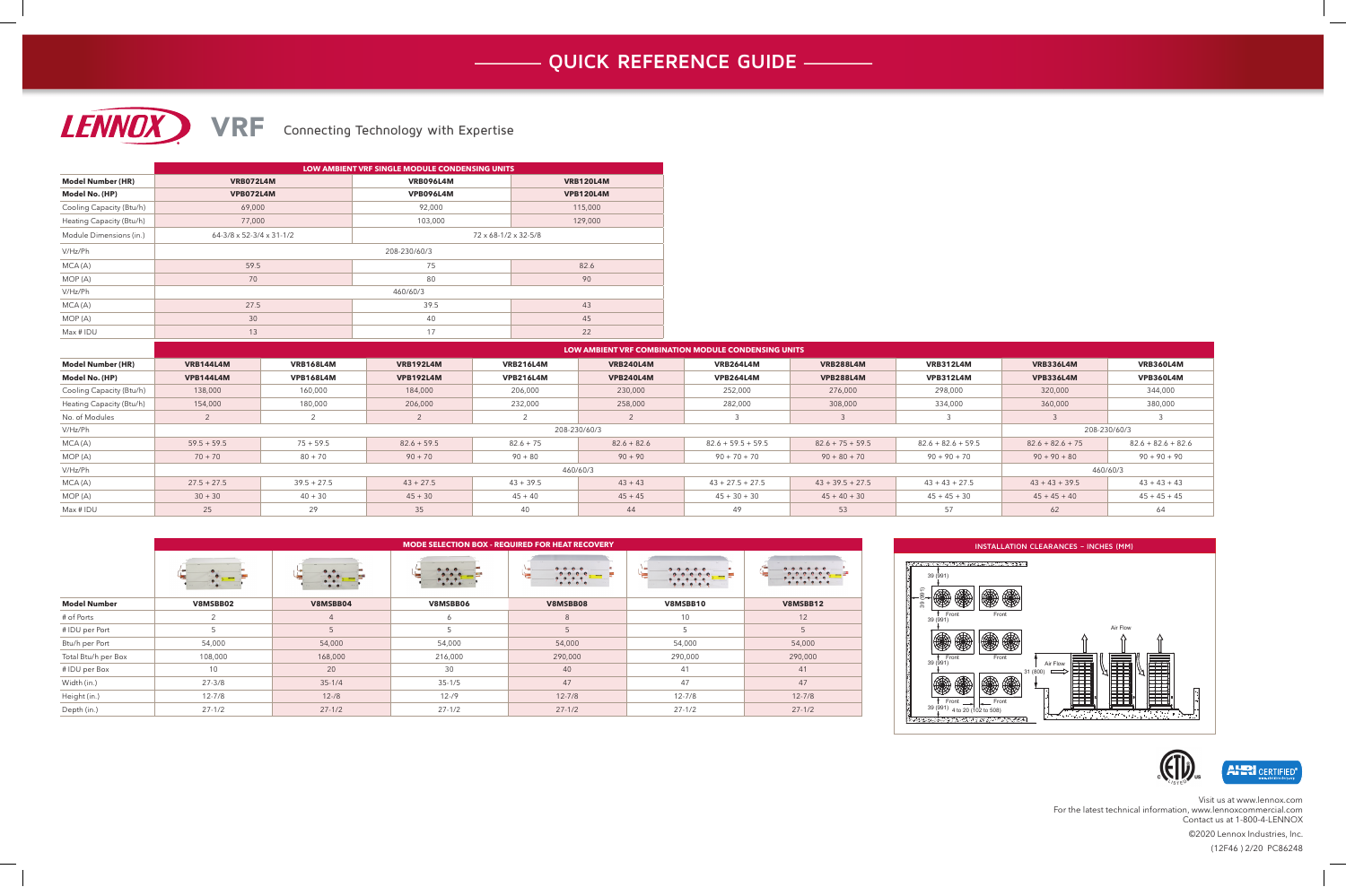# QUICK REFERENCE GUIDE

LENNOX **VRF** Connecting Technology with Expertise

| | LOW AMBIENT VRF SINGLE MODULE CONDENSING UNITS | | |
|---|---|---|---|
| **Model Number (HR)** | **VRB072L4M** | **VRB096L4M** | **VRB120L4M** |
| **Model No. (HP)** | **VPB072L4M** | **VPB096L4M** | **VPB120L4M** |
| Cooling Capacity (Btu/h) | 69,000 | 92,000 | 115,000 |
| Heating Capacity (Btu/h) | 77,000 | 103,000 | 129,000 |
| Module Dimensions (in.) | 64-3/8 x 52-3/4 x 31-1/2 | 72 x 68-1/2 x 32-5/8 | |
| V/Hz/Ph | 208-230/60/3 | | |
| MCA (A) | 59.5 | 75 | 82.6 |
| MOP (A) | 70 | 80 | 90 |
| V/Hz/Ph | 460/60/3 | | |
| MCA (A) | 27.5 | 39.5 | 43 |
| MOP (A) | 30 | 40 | 45 |
| Max # IDU | 13 | 17 | 22 |

| | LOW AMBIENT VRF COMBINATION MODULE CONDENSING UNITS | | | | | | | | | |
|---|---|---|---|---|---|---|---|---|---|---|
| **Model Number (HR)** | **VRB144L4M** | **VRB168L4M** | **VRB192L4M** | **VRB216L4M** | **VRB240L4M** | **VRB264L4M** | **VRB288L4M** | **VRB312L4M** | **VRB336L4M** | **VRB360L4M** |
| **Model No. (HP)** | **VPB144L4M** | **VPB168L4M** | **VPB192L4M** | **VPB216L4M** | **VPB240L4M** | **VPB264L4M** | **VPB288L4M** | **VPB312L4M** | **VPB336L4M** | **VPB360L4M** |
| Cooling Capacity (Btu/h) | 138,000 | 160,000 | 184,000 | 206,000 | 230,000 | 252,000 | 276,000 | 298,000 | 320,000 | 344,000 |
| Heating Capacity (Btu/h) | 154,000 | 180,000 | 206,000 | 232,000 | 258,000 | 282,000 | 308,000 | 334,000 | 360,000 | 380,000 |
| No. of Modules | 2 | 2 | 2 | 2 | 2 | 3 | 3 | 3 | 3 | 3 |
| V/Hz/Ph | 208-230/60/3 | | | | | | | | 208-230/60/3 | |
| MCA (A) | 59.5 + 59.5 | 75 + 59.5 | 82.6 + 59.5 | 82.6 + 75 | 82.6 + 82.6 | 82.6 + 59.5 + 59.5 | 82.6 + 75 + 59.5 | 82.6 + 82.6 + 59.5 | 82.6 + 82.6 + 75 | 82.6 + 82.6 + 82.6 |
| MOP (A) | 70 + 70 | 80 + 70 | 90 + 70 | 90 + 80 | 90 + 90 | 90 + 70 + 70 | 90 + 80 + 70 | 90 + 90 + 70 | 90 + 90 + 80 | 90 + 90 + 90 |
| V/Hz/Ph | 460/60/3 | | | | | | | | 460/60/3 | |
| MCA (A) | 27.5 + 27.5 | 39.5 + 27.5 | 43 + 27.5 | 43 + 39.5 | 43 + 43 | 43 + 27.5 + 27.5 | 43 + 39.5 + 27.5 | 43 + 43 + 27.5 | 43 + 43 + 39.5 | 43 + 43 + 43 |
| MOP (A) | 30 + 30 | 40 + 30 | 45 + 30 | 45 + 40 | 45 + 45 | 45 + 30 + 30 | 45 + 40 + 30 | 45 + 45 + 30 | 45 + 45 + 40 | 45 + 45 + 45 |
| Max # IDU | 25 | 29 | 35 | 40 | 44 | 49 | 53 | 57 | 62 | 64 |

| | MODE SELECTION BOX - REQUIRED FOR HEAT RECOVERY | | | | | |
|---|---|---|---|---|---|---|
| **Model Number** | **V8MSBB02** | **V8MSBB04** | **V8MSBB06** | **V8MSBB08** | **V8MSBB10** | **V8MSBB12** |
| # of Ports | 2 | 4 | 6 | 8 | 10 | 12 |
| # IDU per Port | 5 | 5 | 5 | 5 | 5 | 5 |
| Btu/h per Port | 54,000 | 54,000 | 54,000 | 54,000 | 54,000 | 54,000 |
| Total Btu/h per Box | 108,000 | 168,000 | 216,000 | 290,000 | 290,000 | 290,000 |
| # IDU per Box | 10 | 20 | 30 | 40 | 41 | 41 |
| Width (in.) | 27-3/8 | 35-1/4 | 35-1/5 | 47 | 47 | 47 |
| Height (in.) | 12-7/8 | 12-/8 | 12-/9 | 12-7/8 | 12-7/8 | 12-7/8 |
| Depth (in.) | 27-1/2 | 27-1/2 | 27-1/2 | 27-1/2 | 27-1/2 | 27-1/2 |

## INSTALLATION CLEARANCES – INCHES (MM)

39 (991)
39 (991)
Front
Front
39 (991)
Front
Front
39 (991)
Front
Front
39 (991)
4 to 20 (102 to 508)
Air Flow
Air Flow
31 (800)

Visit us at www.lennox.com
For the latest technical information, www.lennoxcommercial.com
Contact us at 1-800-4-LENNOX

©2020 Lennox Industries, Inc.

(12F46 ) 2/20 PC86248